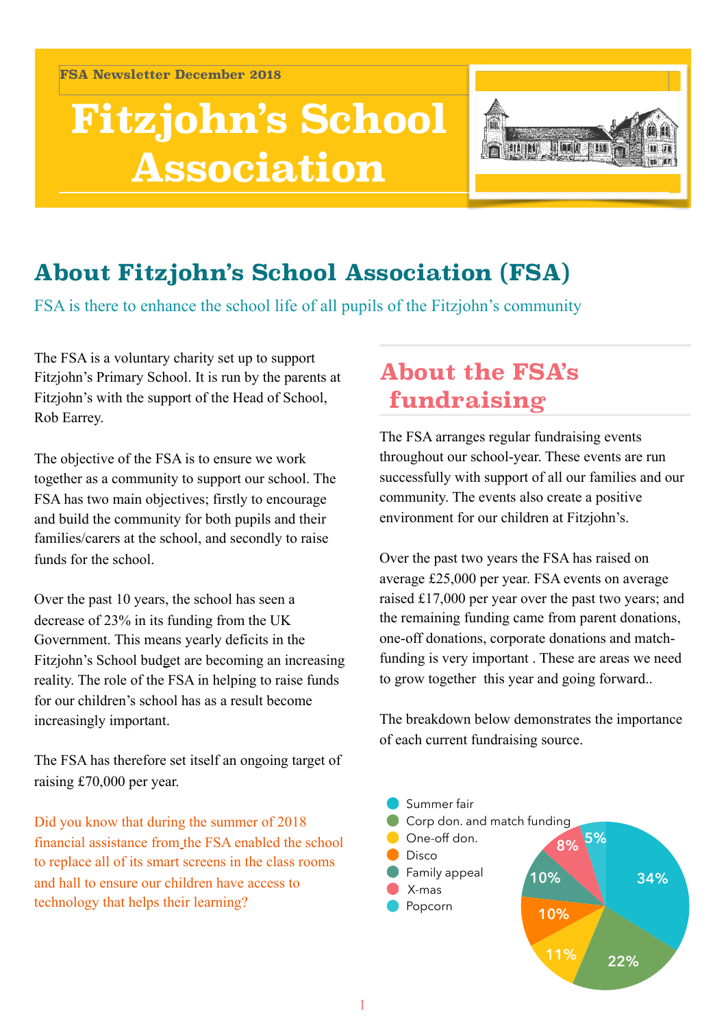FSA Newsletter December 2018

# Fitzjohn's School Association

## About Fitzjohn's School Association (FSA)

FSA is there to enhance the school life of all pupils of the Fitzjohn's community

The FSA is a voluntary charity set up to support Fitzjohn's Primary School. It is run by the parents at Fitzjohn's with the support of the Head of School, Rob Earrey.

The objective of the FSA is to ensure we work together as a community to support our school. The FSA has two main objectives; firstly to encourage and build the community for both pupils and their families/carers at the school, and secondly to raise funds for the school.

Over the past 10 years, the school has seen a decrease of 23% in its funding from the UK Government. This means yearly deficits in the Fitzjohn's School budget are becoming an increasing reality. The role of the FSA in helping to raise funds for our children's school has as a result become increasingly important.

The FSA has therefore set itself an ongoing target of raising £70,000 per year.

Did you know that during the summer of 2018 financial assistance from the FSA enabled the school to replace all of its smart screens in the class rooms and hall to ensure our children have access to technology that helps their learning?

## About the FSA's fundraising

The FSA arranges regular fundraising events throughout our school-year. These events are run successfully with support of all our families and our community. The events also create a positive environment for our children at Fitzjohn's.

Over the past two years the FSA has raised on average £25,000 per year. FSA events on average raised £17,000 per year over the past two years; and the remaining funding came from parent donations, one-off donations, corporate donations and match-funding is very important . These are areas we need to grow together this year and going forward..

The breakdown below demonstrates the importance of each current fundraising source.

| Source | Share |
|---|---|
| Summer fair | 34% |
| Corp don. and match funding | 22% |
| One-off don. | 11% |
| Disco | 10% |
| Family appeal | 10% |
| X-mas | 8% |
| Popcorn | 5% |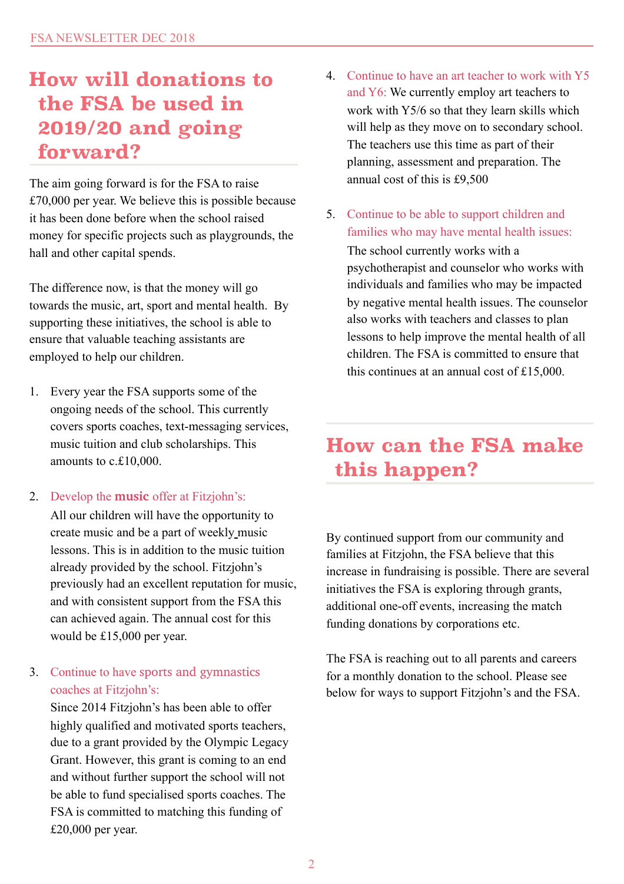## How will donations to the FSA be used in 2019/20 and going forward?

The aim going forward is for the FSA to raise £70,000 per year. We believe this is possible because it has been done before when the school raised money for specific projects such as playgrounds, the hall and other capital spends.

The difference now, is that the money will go towards the music, art, sport and mental health.  By supporting these initiatives, the school is able to ensure that valuable teaching assistants are employed to help our children.

1. Every year the FSA supports some of the ongoing needs of the school. This currently covers sports coaches, text-messaging services, music tuition and club scholarships. This amounts to c.£10,000.

2. Develop the **music** offer at Fitzjohn's:
   All our children will have the opportunity to create music and be a part of weekly music lessons. This is in addition to the music tuition already provided by the school. Fitzjohn's previously had an excellent reputation for music, and with consistent support from the FSA this can achieved again. The annual cost for this would be £15,000 per year.

3. Continue to have sports and gymnastics coaches at Fitzjohn's:
   Since 2014 Fitzjohn's has been able to offer highly qualified and motivated sports teachers, due to a grant provided by the Olympic Legacy Grant. However, this grant is coming to an end and without further support the school will not be able to fund specialised sports coaches. The FSA is committed to matching this funding of £20,000 per year.

4. Continue to have an art teacher to work with Y5 and Y6: We currently employ art teachers to work with Y5/6 so that they learn skills which will help as they move on to secondary school. The teachers use this time as part of their planning, assessment and preparation. The annual cost of this is £9,500

5. Continue to be able to support children and families who may have mental health issues:
   The school currently works with a psychotherapist and counselor who works with individuals and families who may be impacted by negative mental health issues. The counselor also works with teachers and classes to plan lessons to help improve the mental health of all children. The FSA is committed to ensure that this continues at an annual cost of £15,000.

## How can the FSA make this happen?

By continued support from our community and families at Fitzjohn, the FSA believe that this increase in fundraising is possible. There are several initiatives the FSA is exploring through grants, additional one-off events, increasing the match funding donations by corporations etc.

The FSA is reaching out to all parents and careers for a monthly donation to the school. Please see below for ways to support Fitzjohn's and the FSA.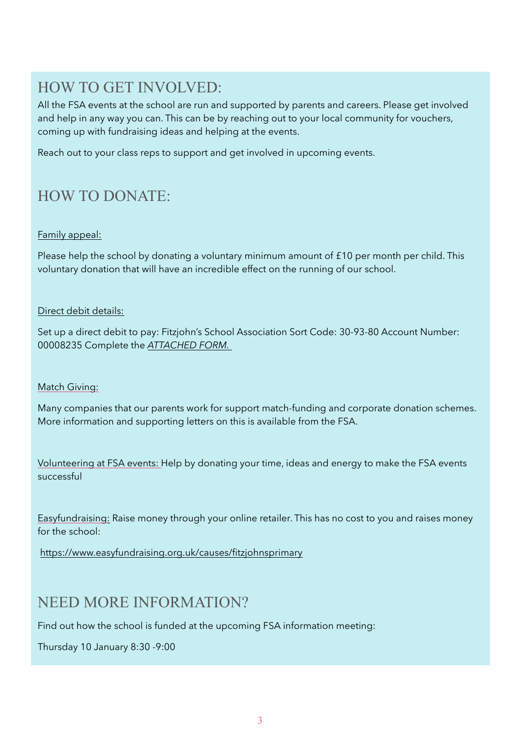## HOW TO GET INVOLVED:

All the FSA events at the school are run and supported by parents and careers. Please get involved and help in any way you can. This can be by reaching out to your local community for vouchers, coming up with fundraising ideas and helping at the events.

Reach out to your class reps to support and get involved in upcoming events.

## HOW TO DONATE:

Family appeal:

Please help the school by donating a voluntary minimum amount of £10 per month per child. This voluntary donation that will have an incredible effect on the running of our school.

Direct debit details:

Set up a direct debit to pay: Fitzjohn's School Association Sort Code: 30-93-80 Account Number: 00008235 Complete the *ATTACHED FORM.*

Match Giving:

Many companies that our parents work for support match-funding and corporate donation schemes. More information and supporting letters on this is available from the FSA.

Volunteering at FSA events: Help by donating your time, ideas and energy to make the FSA events successful

Easyfundraising: Raise money through your online retailer. This has no cost to you and raises money for the school:

https://www.easyfundraising.org.uk/causes/fitzjohnsprimary

## NEED MORE INFORMATION?

Find out how the school is funded at the upcoming FSA information meeting:

Thursday 10 January 8:30 -9:00